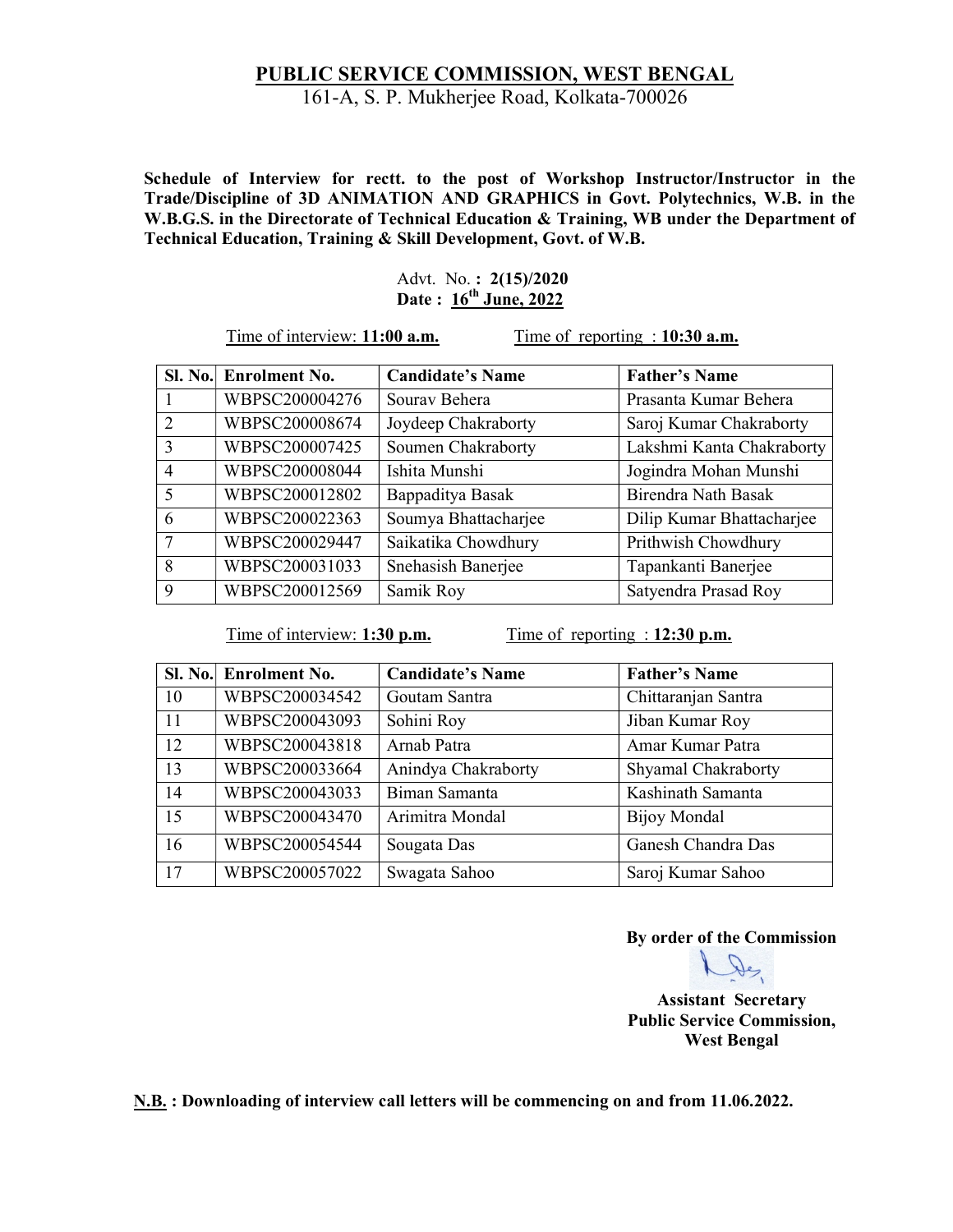# PUBLIC SERVICE COMMISSION, WEST BENGAL

161-A, S. P. Mukherjee Road, Kolkata-700026

**Schedule of Interview for rectt. to the post of Workshop Instructor/Instructor in the Trade/Discipline of 3D ANIMATION AND GRAPHICS in Govt. Polytechnics, W.B. in the W.B.G.S. in the Directorate of Technical Education & Training, WB under the Department of Technical Education, Training & Skill Development, Govt. of W.B.**

Advt. No. **: 2(15)/2020**
**Date : 16th June, 2022**

Time of interview: **11:00 a.m.** Time of reporting : **10:30 a.m.**

| Sl. No. | Enrolment No. | Candidate's Name | Father's Name |
|---|---|---|---|
| 1 | WBPSC200004276 | Sourav Behera | Prasanta Kumar Behera |
| 2 | WBPSC200008674 | Joydeep Chakraborty | Saroj Kumar Chakraborty |
| 3 | WBPSC200007425 | Soumen Chakraborty | Lakshmi Kanta Chakraborty |
| 4 | WBPSC200008044 | Ishita Munshi | Jogindra Mohan Munshi |
| 5 | WBPSC200012802 | Bappaditya Basak | Birendra Nath Basak |
| 6 | WBPSC200022363 | Soumya Bhattacharjee | Dilip Kumar Bhattacharjee |
| 7 | WBPSC200029447 | Saikatika Chowdhury | Prithwish Chowdhury |
| 8 | WBPSC200031033 | Snehasish Banerjee | Tapankanti Banerjee |
| 9 | WBPSC200012569 | Samik Roy | Satyendra Prasad Roy |

Time of interview: **1:30 p.m.** Time of reporting : **12:30 p.m.**

| Sl. No. | Enrolment No. | Candidate's Name | Father's Name |
|---|---|---|---|
| 10 | WBPSC200034542 | Goutam Santra | Chittaranjan Santra |
| 11 | WBPSC200043093 | Sohini Roy | Jiban Kumar Roy |
| 12 | WBPSC200043818 | Arnab Patra | Amar Kumar Patra |
| 13 | WBPSC200033664 | Anindya Chakraborty | Shyamal Chakraborty |
| 14 | WBPSC200043033 | Biman Samanta | Kashinath Samanta |
| 15 | WBPSC200043470 | Arimitra Mondal | Bijoy Mondal |
| 16 | WBPSC200054544 | Sougata Das | Ganesh Chandra Das |
| 17 | WBPSC200057022 | Swagata Sahoo | Saroj Kumar Sahoo |

**By order of the Commission**

**Assistant Secretary**
**Public Service Commission,**
**West Bengal**

**N.B. : Downloading of interview call letters will be commencing on and from 11.06.2022.**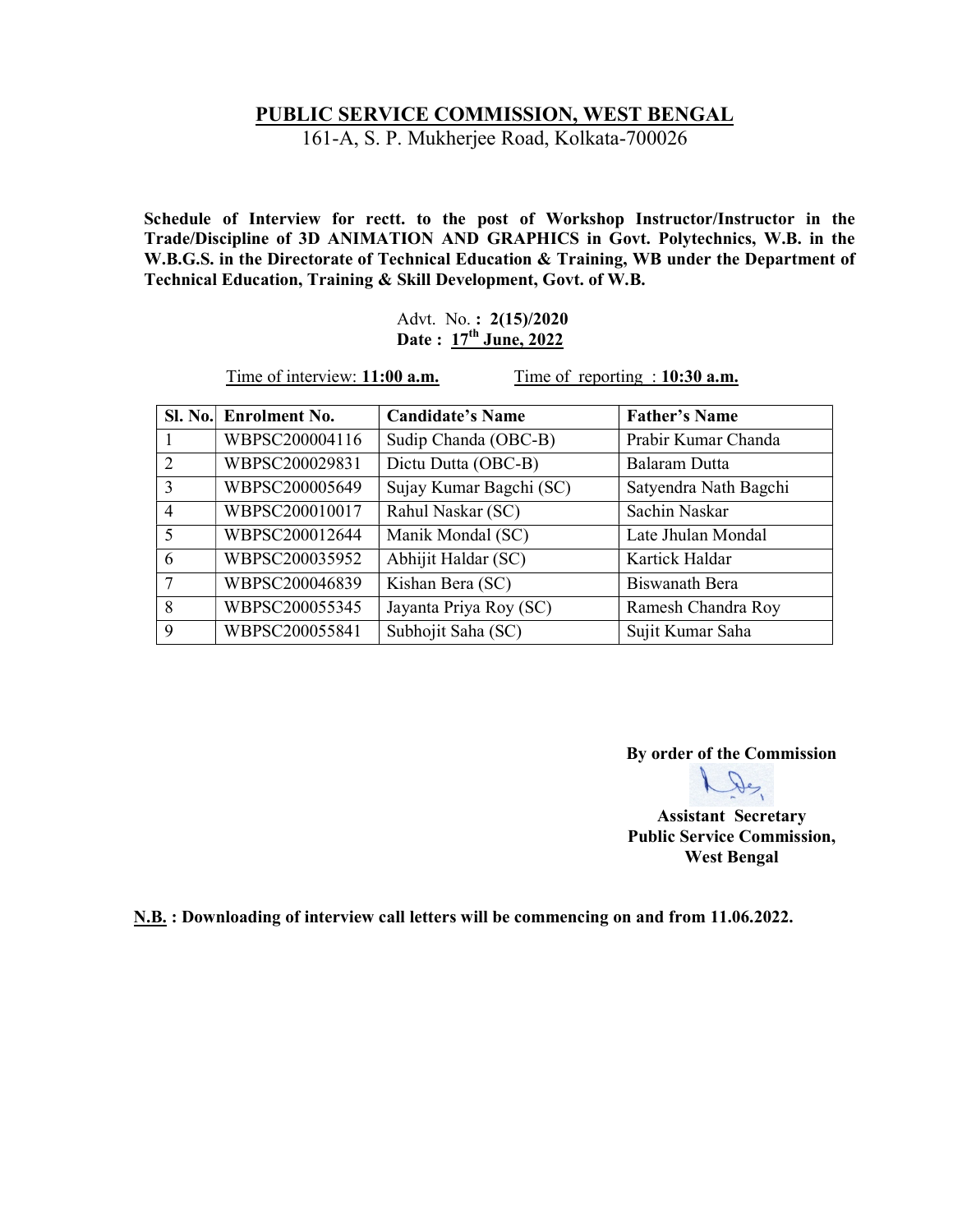# PUBLIC SERVICE COMMISSION, WEST BENGAL

161-A, S. P. Mukherjee Road, Kolkata-700026

**Schedule of Interview for rectt. to the post of Workshop Instructor/Instructor in the Trade/Discipline of 3D ANIMATION AND GRAPHICS in Govt. Polytechnics, W.B. in the W.B.G.S. in the Directorate of Technical Education & Training, WB under the Department of Technical Education, Training & Skill Development, Govt. of W.B.**

Advt. No. **: 2(15)/2020**
**Date : 17th June, 2022**

Time of interview: **11:00 a.m.** Time of reporting : **10:30 a.m.**

| Sl. No. | Enrolment No. | Candidate's Name | Father's Name |
|---|---|---|---|
| 1 | WBPSC200004116 | Sudip Chanda (OBC-B) | Prabir Kumar Chanda |
| 2 | WBPSC200029831 | Dictu Dutta (OBC-B) | Balaram Dutta |
| 3 | WBPSC200005649 | Sujay Kumar Bagchi (SC) | Satyendra Nath Bagchi |
| 4 | WBPSC200010017 | Rahul Naskar (SC) | Sachin Naskar |
| 5 | WBPSC200012644 | Manik Mondal (SC) | Late Jhulan Mondal |
| 6 | WBPSC200035952 | Abhijit Haldar (SC) | Kartick Haldar |
| 7 | WBPSC200046839 | Kishan Bera (SC) | Biswanath Bera |
| 8 | WBPSC200055345 | Jayanta Priya Roy (SC) | Ramesh Chandra Roy |
| 9 | WBPSC200055841 | Subhojit Saha (SC) | Sujit Kumar Saha |

**By order of the Commission**

**Assistant Secretary**
**Public Service Commission,**
**West Bengal**

**N.B. : Downloading of interview call letters will be commencing on and from 11.06.2022.**